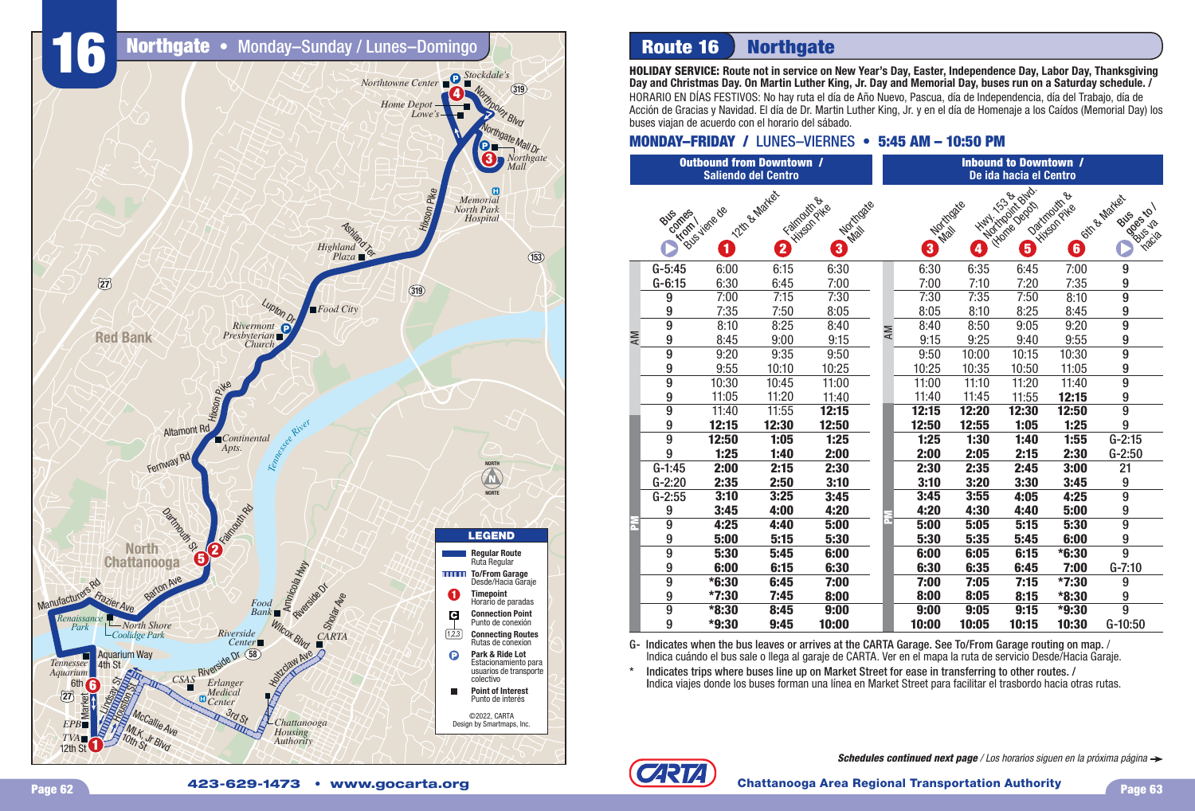# 16 Northgate • Monday–Sunday / Lunes–Domingo

**LEGEND**

- Regular Route / Ruta Regular
- To/From Garage / Desde/Hacia Garaje
- Timepoint / Horario de paradas
- Connection Point / Punto de conexión
- Connecting Routes / Rutas de conexion
- Park & Ride Lot / Estacionamiento para usuarios de transporte colectivo
- Point of Interest / Punto de interés

©2022, CARTA
Design by Smartmaps, Inc.

423-629-1473 • www.gocarta.org

## Route 16 Northgate

**HOLIDAY SERVICE: Route not in service on New Year's Day, Easter, Independence Day, Labor Day, Thanksgiving Day and Christmas Day. On Martin Luther King, Jr. Day and Memorial Day, buses run on a Saturday schedule. /** HORARIO EN DÍAS FESTIVOS: No hay ruta el día de Año Nuevo, Pascua, día de Independencia, día del Trabajo, día de Acción de Gracias y Navidad. El día de Dr. Martin Luther King, Jr. y en el día de Homenaje a los Caídos (Memorial Day) los buses viajan de acuerdo con el horario del sábado.

### MONDAY–FRIDAY / LUNES–VIERNES • 5:45 AM – 10:50 PM

| | Outbound from Downtown / Saliendo del Centro | | | | Inbound to Downtown / De ida hacia el Centro | | | | |
|---|---|---|---|---|---|---|---|---|---|
| Bus comes from / Bus viene de | 1 12th & Market | 2 Falmouth & Hixson Pike | 3 Northgate Mall | | 3 Northgate Mall | 4 Hwy. 153 & Northpoint Blvd (Home Depot) | 5 Dartmouth & Hixson Pike | 6 6th & Market | Bus goes to / Bus va hacia |
| **AM** | | | | **AM** | | | | | |
| G-5:45 | 6:00 | 6:15 | 6:30 | | 6:30 | 6:35 | 6:45 | 7:00 | 9 |
| G-6:15 | 6:30 | 6:45 | 7:00 | | 7:00 | 7:10 | 7:20 | 7:35 | 9 |
| 9 | 7:00 | 7:15 | 7:30 | | 7:30 | 7:35 | 7:50 | 8:10 | 9 |
| 9 | 7:35 | 7:50 | 8:05 | | 8:05 | 8:10 | 8:25 | 8:45 | 9 |
| 9 | 8:10 | 8:25 | 8:40 | | 8:40 | 8:50 | 9:05 | 9:20 | 9 |
| 9 | 8:45 | 9:00 | 9:15 | | 9:15 | 9:25 | 9:40 | 9:55 | 9 |
| 9 | 9:20 | 9:35 | 9:50 | | 9:50 | 10:00 | 10:15 | 10:30 | 9 |
| 9 | 9:55 | 10:10 | 10:25 | | 10:25 | 10:35 | 10:50 | 11:05 | 9 |
| 9 | 10:30 | 10:45 | 11:00 | | 11:00 | 11:10 | 11:20 | 11:40 | 9 |
| 9 | 11:05 | 11:20 | 11:40 | | 11:40 | 11:45 | 11:55 | **12:15** | 9 |
| 9 | 11:40 | 11:55 | **12:15** | | **12:15** | **12:20** | **12:30** | **12:50** | 9 |
| **PM** | | | | **PM** | | | | | |
| 9 | **12:15** | **12:30** | **12:50** | | **12:50** | **12:55** | **1:05** | **1:25** | 9 |
| 9 | **12:50** | **1:05** | **1:25** | | **1:25** | **1:30** | **1:40** | **1:55** | G-2:15 |
| 9 | **1:25** | **1:40** | **2:00** | | **2:00** | **2:05** | **2:15** | **2:30** | G-2:50 |
| G-1:45 | **2:00** | **2:15** | **2:30** | | **2:30** | **2:35** | **2:45** | **3:00** | 21 |
| G-2:20 | **2:35** | **2:50** | **3:10** | | **3:10** | **3:20** | **3:30** | **3:45** | 9 |
| G-2:55 | **3:10** | **3:25** | **3:45** | | **3:45** | **3:55** | **4:05** | **4:25** | 9 |
| 9 | **3:45** | **4:00** | **4:20** | | **4:20** | **4:30** | **4:40** | **5:00** | 9 |
| 9 | **4:25** | **4:40** | **5:00** | | **5:00** | **5:05** | **5:15** | **5:30** | 9 |
| 9 | **5:00** | **5:15** | **5:30** | | **5:30** | **5:35** | **5:45** | **6:00** | 9 |
| 9 | **5:30** | **5:45** | **6:00** | | **6:00** | **6:05** | **6:15** | ***6:30** | 9 |
| 9 | **6:00** | **6:15** | **6:30** | | **6:30** | **6:35** | **6:45** | **7:00** | G-7:10 |
| 9 | ***6:30** | **6:45** | **7:00** | | **7:00** | **7:05** | **7:15** | ***7:30** | 9 |
| 9 | ***7:30** | **7:45** | **8:00** | | **8:00** | **8:05** | **8:15** | ***8:30** | 9 |
| 9 | ***8:30** | **8:45** | **9:00** | | **9:00** | **9:05** | **9:15** | ***9:30** | 9 |
| 9 | ***9:30** | **9:45** | **10:00** | | **10:00** | **10:05** | **10:15** | **10:30** | G-10:50 |

G- Indicates when the bus leaves or arrives at the CARTA Garage. See To/From Garage routing on map. / Indica cuándo el bus sale o llega al garaje de CARTA. Ver en el mapa la ruta de servicio Desde/Hacia Garaje.

\* Indicates trips where buses line up on Market Street for ease in transferring to other routes. / Indica viajes donde los buses forman una línea en Market Street para facilitar el trasbordo hacia otras rutas.

***Schedules continued next page*** */ Los horarios siguen en la próxima página* →

Chattanooga Area Regional Transportation Authority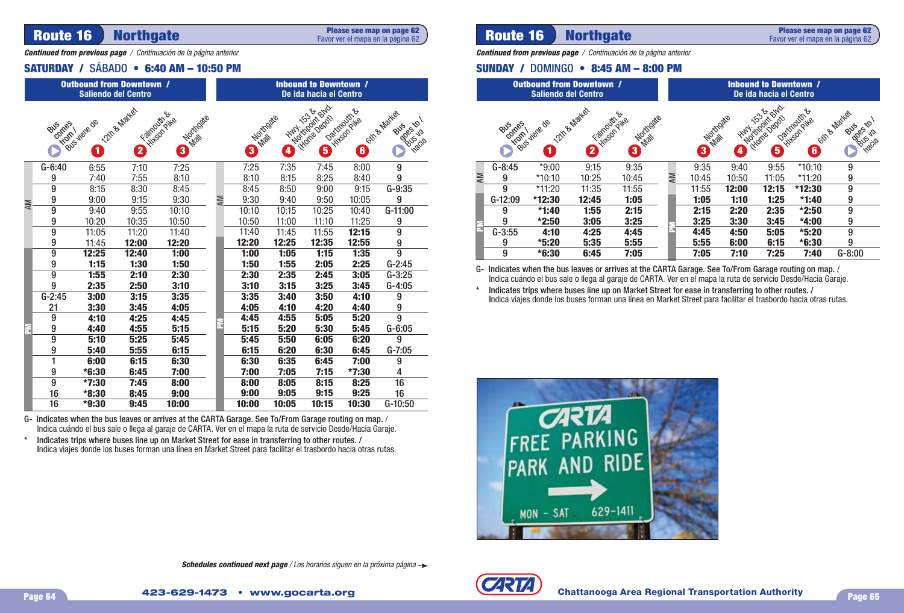## Route 16 Northgate

Please see map on page 62
Favor ver el mapa en la página 62

***Continued from previous page*** / *Continuación de la página anterior*

### SATURDAY / SÁBADO • 6:40 AM – 10:50 PM

| | Outbound from Downtown / Saliendo del Centro | | | | Inbound to Downtown / De ida hacia el Centro | | | | |
|---|---|---|---|---|---|---|---|---|---|
| | Bus comes from / Bus viene de | 1 12th & Market | 2 Falmouth & Hixson Pike | 3 Northgate Mall | 3 Northgate Mall | 4 Hwy. 153 & Northpoint Blvd. (Home Depot) | 5 Dartmouth & Hixson Pike | 6 6th & Market | Bus goes to / Bus va hacia |
| AM | G-6:40 | 6:55 | 7:10 | 7:25 | 7:25 | 7:35 | 7:45 | 8:00 | 9 |
| AM | 9 | 7:40 | 7:55 | 8:10 | 8:10 | 8:15 | 8:25 | 8:40 | 9 |
| AM | 9 | 8:15 | 8:30 | 8:45 | 8:45 | 8:50 | 9:00 | 9:15 | G-9:35 |
| AM | 9 | 9:00 | 9:15 | 9:30 | 9:30 | 9:40 | 9:50 | 10:05 | 9 |
| AM | 9 | 9:40 | 9:55 | 10:10 | 10:10 | 10:15 | 10:25 | 10:40 | G-11:00 |
| AM | 9 | 10:20 | 10:35 | 10:50 | 10:50 | 11:00 | 11:10 | 11:25 | 9 |
| AM | 9 | 11:05 | 11:20 | 11:40 | 11:40 | 11:45 | 11:55 | **12:15** | 9 |
| AM | 9 | 11:45 | **12:00** | **12:20** | **12:20** | **12:25** | **12:35** | **12:55** | 9 |
| PM | 9 | **12:25** | **12:40** | **1:00** | **1:00** | **1:05** | **1:15** | **1:35** | 9 |
| PM | 9 | **1:15** | **1:30** | **1:50** | **1:50** | **1:55** | **2:05** | **2:25** | G-2:45 |
| PM | 9 | **1:55** | **2:10** | **2:30** | **2:30** | **2:35** | **2:45** | **3:05** | G-3:25 |
| PM | 9 | **2:35** | **2:50** | **3:10** | **3:10** | **3:15** | **3:25** | **3:45** | G-4:05 |
| PM | G-2:45 | **3:00** | **3:15** | **3:35** | **3:35** | **3:40** | **3:50** | **4:10** | 9 |
| PM | 21 | **3:30** | **3:45** | **4:05** | **4:05** | **4:10** | **4:20** | **4:40** | 9 |
| PM | 9 | **4:10** | **4:25** | **4:45** | **4:45** | **4:55** | **5:05** | **5:20** | 9 |
| PM | 9 | **4:40** | **4:55** | **5:15** | **5:15** | **5:20** | **5:30** | **5:45** | G-6:05 |
| PM | 9 | **5:10** | **5:25** | **5:45** | **5:45** | **5:50** | **6:05** | **6:20** | 9 |
| PM | 9 | **5:40** | **5:55** | **6:15** | **6:15** | **6:20** | **6:30** | **6:45** | G-7:05 |
| PM | 1 | **6:00** | **6:15** | **6:30** | **6:30** | **6:35** | **6:45** | **7:00** | 9 |
| PM | 9 | ***6:30** | **6:45** | **7:00** | **7:00** | **7:05** | **7:15** | ***7:30** | 4 |
| PM | 9 | ***7:30** | **7:45** | **8:00** | **8:00** | **8:05** | **8:15** | **8:25** | 16 |
| PM | 16 | ***8:30** | **8:45** | **9:00** | **9:00** | **9:05** | **9:15** | **9:25** | 16 |
| PM | 16 | ***9:30** | **9:45** | **10:00** | **10:00** | **10:05** | **10:15** | **10:30** | G-10:50 |

G- Indicates when the bus leaves or arrives at the CARTA Garage. See To/From Garage routing on map. /
Indica cuándo el bus sale o llega al garaje de CARTA. Ver en el mapa la ruta de servicio Desde/Hacia Garaje.

\* Indicates trips where buses line up on Market Street for ease in transferring to other routes. /
Indica viajes donde los buses forman una línea en Market Street para facilitar el trasbordo hacia otras rutas.

***Schedules continued next page*** / *Los horarios siguen en la próxima página*

## Route 16 Northgate

Please see map on page 62
Favor ver el mapa en la página 62

***Continued from previous page*** / *Continuación de la página anterior*

### SUNDAY / DOMINGO • 8:45 AM – 8:00 PM

| | Outbound from Downtown / Saliendo del Centro | | | | Inbound to Downtown / De ida hacia el Centro | | | | |
|---|---|---|---|---|---|---|---|---|---|
| | Bus comes from / Bus viene de | 1 12th & Market | 2 Falmouth & Hixson Pike | 3 Northgate Mall | 3 Northgate Mall | 4 Hwy. 153 & Northpoint Blvd. (Home Depot) | 5 Dartmouth & Hixson Pike | 6 6th & Market | Bus goes to / Bus va hacia |
| AM | G-8:45 | *9:00 | 9:15 | 9:35 | 9:35 | 9:40 | 9:55 | *10:10 | 9 |
| AM | 9 | *10:10 | 10:25 | 10:45 | 10:45 | 10:50 | 11:05 | *11:20 | 9 |
| AM | 9 | *11:20 | 11:35 | 11:55 | 11:55 | **12:00** | **12:15** | ***12:30** | 9 |
| PM | G-12:09 | ***12:30** | **12:45** | **1:05** | **1:05** | **1:10** | **1:25** | ***1:40** | 9 |
| PM | 9 | ***1:40** | **1:55** | **2:15** | **2:15** | **2:20** | **2:35** | ***2:50** | 9 |
| PM | 9 | ***2:50** | **3:05** | **3:25** | **3:25** | **3:30** | **3:45** | ***4:00** | 9 |
| PM | G-3:55 | **4:10** | **4:25** | **4:45** | **4:45** | **4:50** | **5:05** | ***5:20** | 9 |
| PM | 9 | ***5:20** | **5:35** | **5:55** | **5:55** | **6:00** | **6:15** | ***6:30** | 9 |
| PM | 9 | ***6:30** | **6:45** | **7:05** | **7:05** | **7:10** | **7:25** | **7:40** | G-8:00 |

G- Indicates when the bus leaves or arrives at the CARTA Garage. See To/From Garage routing on map. /
Indica cuándo el bus sale o llega al garaje de CARTA. Ver en el mapa la ruta de servicio Desde/Hacia Garaje.

\* Indicates trips where buses line up on Market Street for ease in transferring to other routes. /
Indica viajes donde los buses forman una línea en Market Street para facilitar el trasbordo hacia otras rutas.